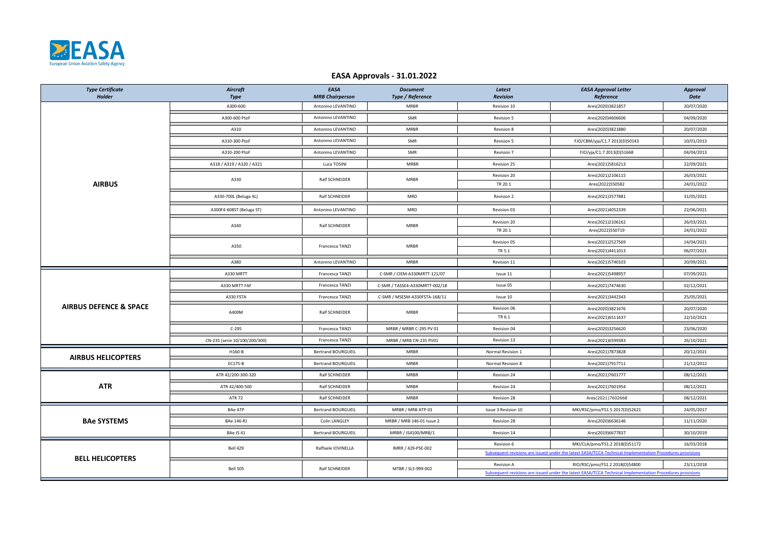# EASA Approvals - 31.01.2022

| *Type Certificate Holder* | *Aircraft Type* | *EASA MRB Chairperson* | *Document Type / Reference* | *Latest Revision* | *EASA Approval Letter Reference* | *Approval Date* |
|---|---|---|---|---|---|---|
| **AIRBUS** | A300-600 | Antonino LEVANTINO | MRBR | Revision 10 | Ares(2020)3821857 | 20/07/2020 |
| | A300-600 PtoF | Antonino LEVANTINO | SMR | Revision 5 | Ares(2020)4606606 | 04/09/2020 |
| | A310 | Antonino LEVANTINO | MRBR | Revision 8 | Ares(2020)3821880 | 20/07/2020 |
| | A310-300 PtoF | Antonino LEVANTINO | SMR | Revision 5 | FJO/CBM/yja/C1.7 2013(D)50143 | 10/01/2013 |
| | A310-200 PtoF | Antonino LEVANTINO | SMR | Revision 7 | FJO/yja/C1.7 2013(D)51668 | 04/04/2013 |
| | A318 / A319 / A320 / A321 | Luca TOSINI | MRBR | Revision 25 | Ares(2021)5816213 | 22/09/2021 |
| | A330 | Ralf SCHNEIDER | MRBR | Revision 20 | Ares(2021)2106115 | 26/03/2021 |
| | | | | TR 20.1 | Ares(2022)550582 | 24/01/2022 |
| | A330-700L (Beluga XL) | Ralf SCHNEIDER | MRD | Revision 2 | Ares(2021)3577881 | 31/05/2021 |
| | A300F4-608ST (Beluga ST) | Antonino LEVANTINO | MRD | Revision 03 | Ares(2021)4052339 | 22/06/2021 |
| | A340 | Ralf SCHNEIDER | MRBR | Revision 20 | Ares(2021)2106162 | 26/03/2021 |
| | | | | TR 20.1 | Ares(2022)550719 | 24/01/2022 |
| | A350 | Francesca TANZI | MRBR | Revision 05 | Ares(2021)2527569 | 14/04/2021 |
| | | | | TR 5.1 | Ares(2021)4411013 | 06/07/2021 |
| | A380 | Antonino LEVANTINO | MRBR | Revision 11 | Ares(2021)5740103 | 20/09/2021 |
| **AIRBUS DEFENCE & SPACE** | A330 MRTT | Francesca TANZI | C-SMR / CIEM-A330MRTT-121/07 | Issue 11 | Ares(2021)5498957 | 07/09/2021 |
| | A330 MRTT FAF | Francesca TANZI | C-SMR / TASSE4-A330MRTT-002/18 | Issue 05 | Ares(2021)7474630 | 02/12/2021 |
| | A330 FSTA | Francesca TANZI | C-SMR / MSESM-A330FSTA-168/11 | Issue 10 | Ares(2021)3442343 | 25/05/2021 |
| | A400M | Ralf SCHNEIDER | MRBR | Revision 06 | Ares(2020)3821676 | 20/07/2020 |
| | | | | TR 6.1 | Ares(2021)6511637 | 22/10/2021 |
| | C-295 | Francesca TANZI | MRBR / MRBR C-295 PV 01 | Revision 04 | Ares(2020)3256620 | 23/06/2020 |
| | CN-235 (serie 10/100/200/300) | Francesca TANZI | MRBR / MRB CN-235 PV01 | Revision 13 | Ares(2021)6599383 | 26/10/2021 |
| **AIRBUS HELICOPTERS** | H160-B | Bertrand BOURGUEIL | MRBR | Normal Revision 1 | Ares(2021)7873828 | 20/12/2021 |
| | EC175-B | Bertrand BOURGUEIL | MRBR | Normal Revision 8 | Ares(2021)7917711 | 21/12/2012 |
| **ATR** | ATR 42/200-300-320 | Ralf SCHNEIDER | MRBR | Revision 24 | Ares(2021)7601777 | 08/12/2021 |
| | ATR 42/400-500 | Ralf SCHNEIDER | MRBR | Revision 24 | Ares(2021)7601954 | 08/12/2021 |
| | ATR 72 | Ralf SCHNEIDER | MRBR | Revision 28 | Ares(2021)7602668 | 08/12/2021 |
| **BAe SYSTEMS** | BAe ATP | Bertrand BOURGUEIL | MRBR / MRB ATP-01 | Issue 3 Revision 10 | MKI/RSC/pmo/FS1.5 2017(D)52621 | 24/05/2017 |
| | BAe 146-RJ | Colin LANGLEY | MRBR / MRB 146-01 Issue 2 | Revision 28 | Ares(2020)6636146 | 11/11/2020 |
| | BAe JS 41 | Bertrand BOURGUEIL | MRBR / JS4100/MRB/1 | Revision 14 | Ares(2019)6677837 | 30/10/2019 |
| **BELL HELICOPTERS** | Bell 429 | Raffaele IOVINELLA | IMRR / 429-PSE-002 | Revision 6 | MKI/CLA/pmo/FS1.2 2018(D)51172 | 16/03/2018 |
| | | | | Subsequent revisions are issued under the latest EASA/TCCA Technical Implementation Procedures provisions | | |
| | Bell 505 | Ralf SCHNEIDER | MTBR / SLS-999-002 | Revision A | RIO/RSC/pmo/FS1.2 2018(D)54800 | 23/11/2018 |
| | | | | Subsequent revisions are issued under the latest EASA/TCCA Technical Implementation Procedures provisions | | |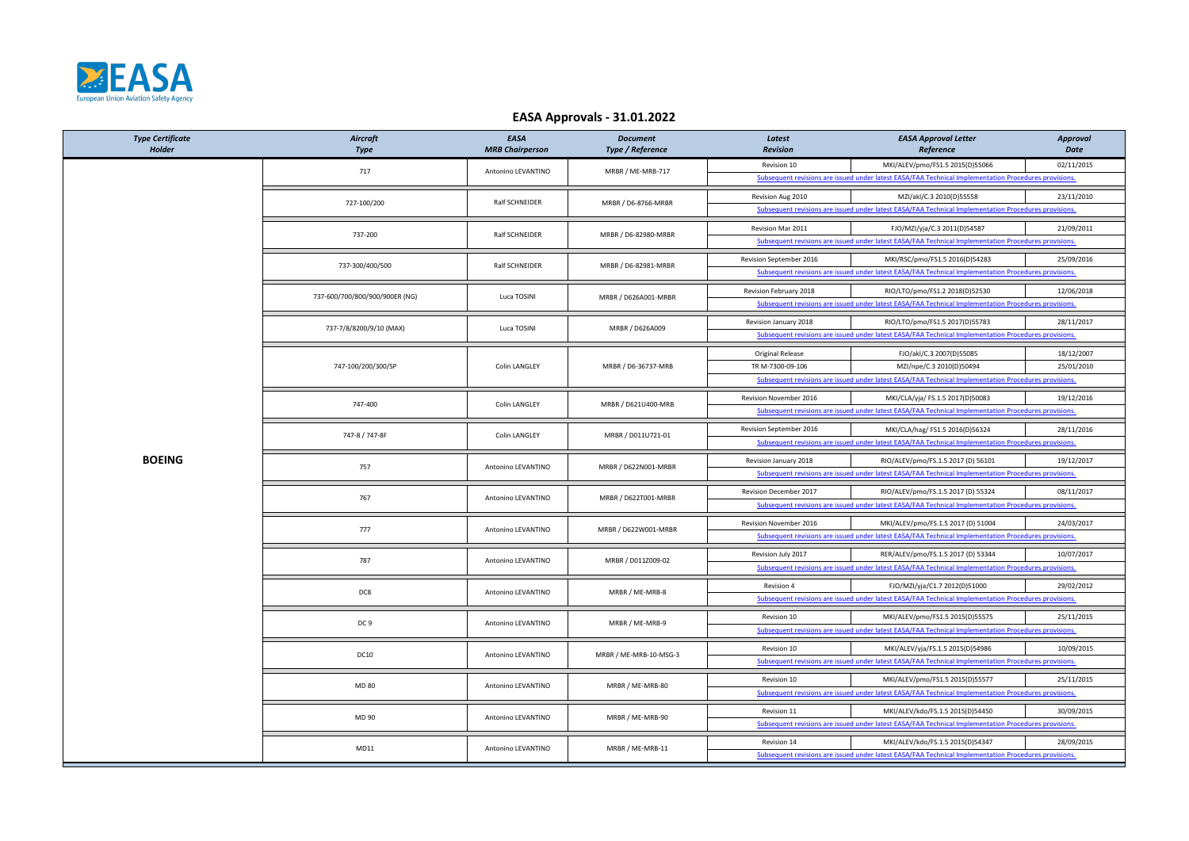# EASA Approvals - 31.01.2022

| Type Certificate Holder | Aircraft Type | EASA MRB Chairperson | Document Type / Reference | Latest Revision | EASA Approval Letter Reference | Approval Date |
|---|---|---|---|---|---|---|
| BOEING | 717 | Antonino LEVANTINO | MRBR / ME-MRB-717 | Revision 10 | MKI/ALEV/pmo/FS1.5 2015(D)55066 | 02/11/2015 |
| | | | | Subsequent revisions are issued under latest EASA/FAA Technical Implementation Procedures provisions. | | |
| | 727-100/200 | Ralf SCHNEIDER | MRBR / D6-8766-MRBR | Revision Aug 2010 | MZI/akl/C.3 2010(D)55558 | 23/11/2010 |
| | | | | Subsequent revisions are issued under latest EASA/FAA Technical Implementation Procedures provisions. | | |
| | 737-200 | Ralf SCHNEIDER | MRBR / D6-82980-MRBR | Revision Mar 2011 | FJO/MZI/yja/C.3 2011(D)54587 | 21/09/2011 |
| | | | | Subsequent revisions are issued under latest EASA/FAA Technical Implementation Procedures provisions. | | |
| | 737-300/400/500 | Ralf SCHNEIDER | MRBR / D6-82981-MRBR | Revision September 2016 | MKI/RSC/pmo/FS1.5 2016(D)54283 | 25/09/2016 |
| | | | | Subsequent revisions are issued under latest EASA/FAA Technical Implementation Procedures provisions. | | |
| | 737-600/700/800/900/900ER (NG) | Luca TOSINI | MRBR / D626A001-MRBR | Revision February 2018 | RIO/LTO/pmo/FS1.2 2018(D)52530 | 12/06/2018 |
| | | | | Subsequent revisions are issued under latest EASA/FAA Technical Implementation Procedures provisions. | | |
| | 737-7/8/8200/9/10 (MAX) | Luca TOSINI | MRBR / D626A009 | Revision January 2018 | RIO/LTO/pmo/FS1.5 2017(D)55783 | 28/11/2017 |
| | | | | Subsequent revisions are issued under latest EASA/FAA Technical Implementation Procedures provisions. | | |
| | 747-100/200/300/SP | Colin LANGLEY | MRBR / D6-36737-MRB | Original Release | FJO/akl/C.3 2007(D)55085 | 18/12/2007 |
| | | | | TR M-7300-09-106 | MZI/npe/C.3 2010(D)50494 | 25/01/2010 |
| | | | | Subsequent revisions are issued under latest EASA/FAA Technical Implementation Procedures provisions. | | |
| | 747-400 | Colin LANGLEY | MRBR / D621U400-MRB | Revision November 2016 | MKI/CLA/yja/ FS.1.5 2017(D)50083 | 19/12/2016 |
| | | | | Subsequent revisions are issued under latest EASA/FAA Technical Implementation Procedures provisions. | | |
| | 747-8 / 747-8F | Colin LANGLEY | MRBR / D011U721-01 | Revision September 2016 | MKI/CLA/hag/ FS1.5 2016(D)56324 | 28/11/2016 |
| | | | | Subsequent revisions are issued under latest EASA/FAA Technical Implementation Procedures provisions. | | |
| | 757 | Antonino LEVANTINO | MRBR / D622N001-MRBR | Revision January 2018 | RIO/ALEV/pmo/FS.1.5 2017 (D) 56101 | 19/12/2017 |
| | | | | Subsequent revisions are issued under latest EASA/FAA Technical Implementation Procedures provisions. | | |
| | 767 | Antonino LEVANTINO | MRBR / D622T001-MRBR | Revision December 2017 | RIO/ALEV/pmo/FS.1.5 2017 (D) 55324 | 08/11/2017 |
| | | | | Subsequent revisions are issued under latest EASA/FAA Technical Implementation Procedures provisions. | | |
| | 777 | Antonino LEVANTINO | MRBR / D622W001-MRBR | Revision November 2016 | MKI/ALEV/pmo/FS.1.5 2017 (D) 51004 | 24/03/2017 |
| | | | | Subsequent revisions are issued under latest EASA/FAA Technical Implementation Procedures provisions. | | |
| | 787 | Antonino LEVANTINO | MRBR / D011Z009-02 | Revision July 2017 | RER/ALEV/pmo/FS.1.5 2017 (D) 53344 | 10/07/2017 |
| | | | | Subsequent revisions are issued under latest EASA/FAA Technical Implementation Procedures provisions. | | |
| | DC8 | Antonino LEVANTINO | MRBR / ME-MRB-8 | Revision 4 | FJO/MZI/yja/C1.7 2012(D)51000 | 29/02/2012 |
| | | | | Subsequent revisions are issued under latest EASA/FAA Technical Implementation Procedures provisions. | | |
| | DC 9 | Antonino LEVANTINO | MRBR / ME-MRB-9 | Revision 10 | MKI/ALEV/pmo/FS1.5 2015(D)55575 | 25/11/2015 |
| | | | | Subsequent revisions are issued under latest EASA/FAA Technical Implementation Procedures provisions. | | |
| | DC10 | Antonino LEVANTINO | MRBR / ME-MRB-10-MSG-3 | Revision 10 | MKI/ALEV/yja/FS.1.5 2015(D)54986 | 10/09/2015 |
| | | | | Subsequent revisions are issued under latest EASA/FAA Technical Implementation Procedures provisions. | | |
| | MD 80 | Antonino LEVANTINO | MRBR / ME-MRB-80 | Revision 10 | MKI/ALEV/pmo/FS1.5 2015(D)55577 | 25/11/2015 |
| | | | | Subsequent revisions are issued under latest EASA/FAA Technical Implementation Procedures provisions. | | |
| | MD 90 | Antonino LEVANTINO | MRBR / ME-MRB-90 | Revision 11 | MKI/ALEV/kdo/FS.1.5 2015(D)54450 | 30/09/2015 |
| | | | | Subsequent revisions are issued under latest EASA/FAA Technical Implementation Procedures provisions. | | |
| | MD11 | Antonino LEVANTINO | MRBR / ME-MRB-11 | Revision 14 | MKI/ALEV/kdo/FS.1.5 2015(D)54347 | 28/09/2015 |
| | | | | Subsequent revisions are issued under latest EASA/FAA Technical Implementation Procedures provisions. | | |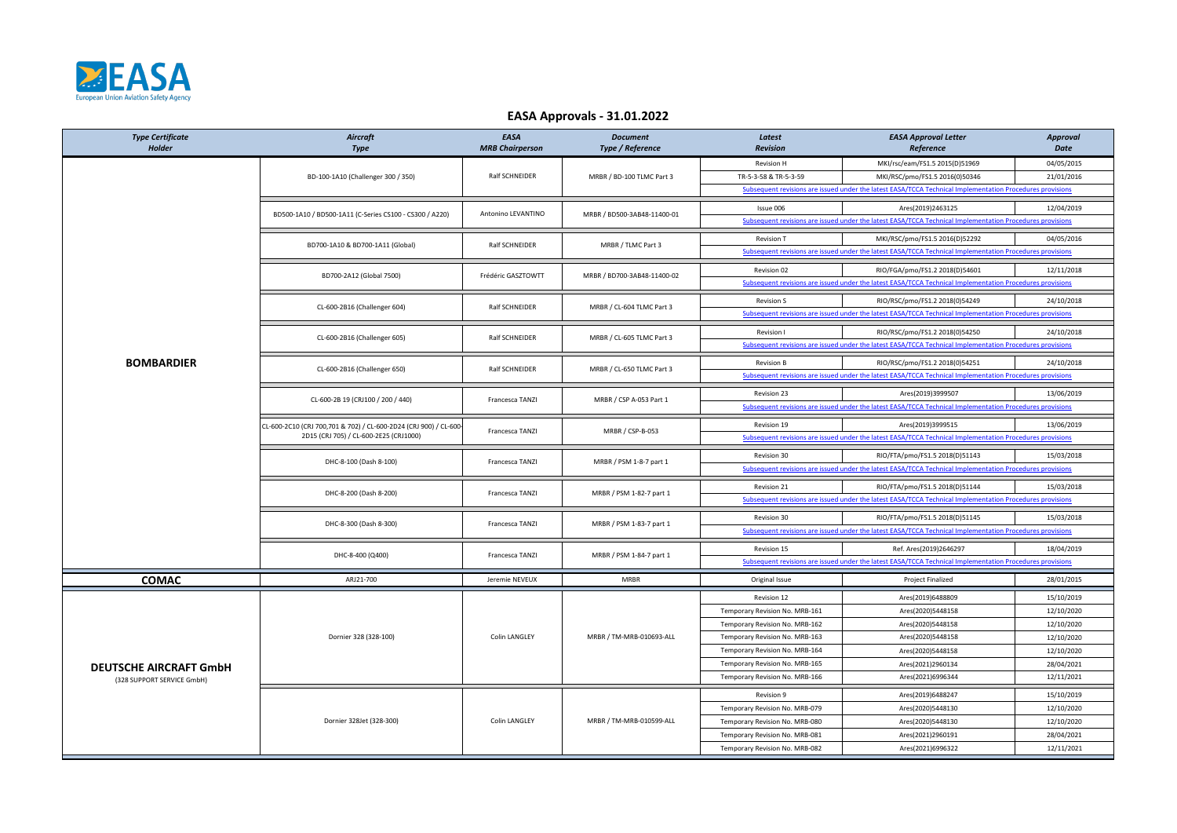# EASA Approvals - 31.01.2022

| *Type Certificate Holder* | *Aircraft Type* | *EASA MRB Chairperson* | *Document Type / Reference* | *Latest Revision* | *EASA Approval Letter Reference* | *Approval Date* |
|---|---|---|---|---|---|---|
| **BOMBARDIER** | BD-100-1A10 (Challenger 300 / 350) | Ralf SCHNEIDER | MRBR / BD-100 TLMC Part 3 | Revision H | MKI/rsc/eam/FS1.5 2015(D)51969 | 04/05/2015 |
| | | | | TR-5-3-58 & TR-5-3-59 | MKI/RSC/pmo/FS1.5 2016(D)50346 | 21/01/2016 |
| | | | | Subsequent revisions are issued under the latest EASA/TCCA Technical Implementation Procedures provisions | | |
| | BD500-1A10 / BD500-1A11 (C-Series CS100 - CS300 / A220) | Antonino LEVANTINO | MRBR / BD500-3AB48-11400-01 | Issue 006 | Ares(2019)2463125 | 12/04/2019 |
| | | | | Subsequent revisions are issued under the latest EASA/TCCA Technical Implementation Procedures provisions | | |
| | BD700-1A10 & BD700-1A11 (Global) | Ralf SCHNEIDER | MRBR / TLMC Part 3 | Revision T | MKI/RSC/pmo/FS1.5 2016(D)52292 | 04/05/2016 |
| | | | | Subsequent revisions are issued under the latest EASA/TCCA Technical Implementation Procedures provisions | | |
| | BD700-2A12 (Global 7500) | Frédéric GASZTOWTT | MRBR / BD700-3AB48-11400-02 | Revision 02 | RIO/FGA/pmo/FS1.2 2018(D)54601 | 12/11/2018 |
| | | | | Subsequent revisions are issued under the latest EASA/TCCA Technical Implementation Procedures provisions | | |
| | CL-600-2B16 (Challenger 604) | Ralf SCHNEIDER | MRBR / CL-604 TLMC Part 3 | Revision S | RIO/RSC/pmo/FS1.2 2018(D)54249 | 24/10/2018 |
| | | | | Subsequent revisions are issued under the latest EASA/TCCA Technical Implementation Procedures provisions | | |
| | CL-600-2B16 (Challenger 605) | Ralf SCHNEIDER | MRBR / CL-605 TLMC Part 3 | Revision I | RIO/RSC/pmo/FS1.2 2018(D)54250 | 24/10/2018 |
| | | | | Subsequent revisions are issued under the latest EASA/TCCA Technical Implementation Procedures provisions | | |
| | CL-600-2B16 (Challenger 650) | Ralf SCHNEIDER | MRBR / CL-650 TLMC Part 3 | Revision B | RIO/RSC/pmo/FS1.2 2018(D)54251 | 24/10/2018 |
| | | | | Subsequent revisions are issued under the latest EASA/TCCA Technical Implementation Procedures provisions | | |
| | CL-600-2B 19 (CRJ100 / 200 / 440) | Francesca TANZI | MRBR / CSP A-053 Part 1 | Revision 23 | Ares(2019)3999507 | 13/06/2019 |
| | | | | Subsequent revisions are issued under the latest EASA/TCCA Technical Implementation Procedures provisions | | |
| | CL-600-2C10 (CRJ 700,701 & 702) / CL-600-2D24 (CRJ 900) / CL-600-2D15 (CRJ 705) / CL-600-2E25 (CRJ1000) | Francesca TANZI | MRBR / CSP-B-053 | Revision 19 | Ares(2019)3999515 | 13/06/2019 |
| | | | | Subsequent revisions are issued under the latest EASA/TCCA Technical Implementation Procedures provisions | | |
| | DHC-8-100 (Dash 8-100) | Francesca TANZI | MRBR / PSM 1-8-7 part 1 | Revision 30 | RIO/FTA/pmo/FS1.5 2018(D)51143 | 15/03/2018 |
| | | | | Subsequent revisions are issued under the latest EASA/TCCA Technical Implementation Procedures provisions | | |
| | DHC-8-200 (Dash 8-200) | Francesca TANZI | MRBR / PSM 1-82-7 part 1 | Revision 21 | RIO/FTA/pmo/FS1.5 2018(D)51144 | 15/03/2018 |
| | | | | Subsequent revisions are issued under the latest EASA/TCCA Technical Implementation Procedures provisions | | |
| | DHC-8-300 (Dash 8-300) | Francesca TANZI | MRBR / PSM 1-83-7 part 1 | Revision 30 | RIO/FTA/pmo/FS1.5 2018(D)51145 | 15/03/2018 |
| | | | | Subsequent revisions are issued under the latest EASA/TCCA Technical Implementation Procedures provisions | | |
| | DHC-8-400 (Q400) | Francesca TANZI | MRBR / PSM 1-84-7 part 1 | Revision 15 | Ref. Ares(2019)2646297 | 18/04/2019 |
| | | | | Subsequent revisions are issued under the latest EASA/TCCA Technical Implementation Procedures provisions | | |
| **COMAC** | ARJ21-700 | Jeremie NEVEUX | MRBR | Original Issue | Project Finalized | 28/01/2015 |
| **DEUTSCHE AIRCRAFT GmbH** (328 SUPPORT SERVICE GmbH) | Dornier 328 (328-100) | Colin LANGLEY | MRBR / TM-MRB-010693-ALL | Revision 12 | Ares(2019)6488809 | 15/10/2019 |
| | | | | Temporary Revision No. MRB-161 | Ares(2020)5448158 | 12/10/2020 |
| | | | | Temporary Revision No. MRB-162 | Ares(2020)5448158 | 12/10/2020 |
| | | | | Temporary Revision No. MRB-163 | Ares(2020)5448158 | 12/10/2020 |
| | | | | Temporary Revision No. MRB-164 | Ares(2020)5448158 | 12/10/2020 |
| | | | | Temporary Revision No. MRB-165 | Ares(2021)2960134 | 28/04/2021 |
| | | | | Temporary Revision No. MRB-166 | Ares(2021)6996344 | 12/11/2021 |
| | Dornier 328Jet (328-300) | Colin LANGLEY | MRBR / TM-MRB-010599-ALL | Revision 9 | Ares(2019)6488247 | 15/10/2019 |
| | | | | Temporary Revision No. MRB-079 | Ares(2020)5448130 | 12/10/2020 |
| | | | | Temporary Revision No. MRB-080 | Ares(2020)5448130 | 12/10/2020 |
| | | | | Temporary Revision No. MRB-081 | Ares(2021)2960191 | 28/04/2021 |
| | | | | Temporary Revision No. MRB-082 | Ares(2021)6996322 | 12/11/2021 |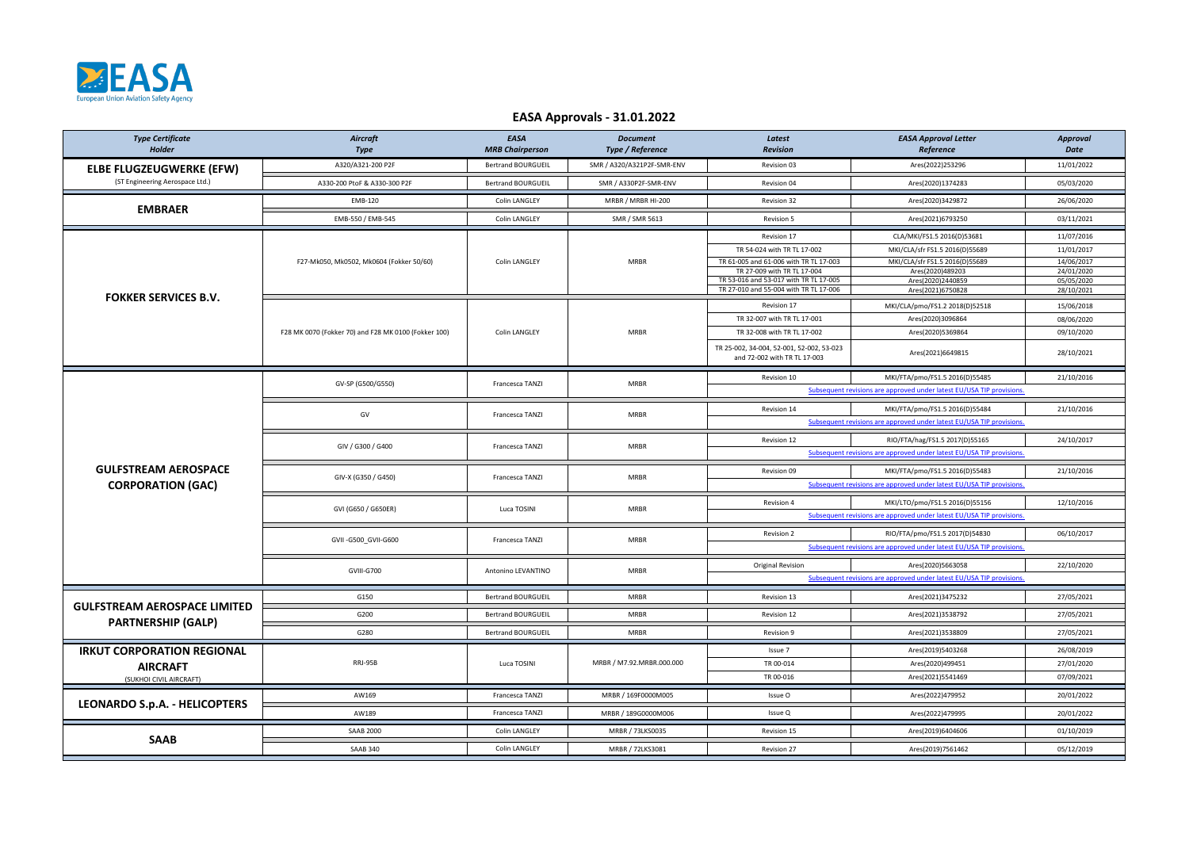# EASA Approvals - 31.01.2022

| *Type Certificate Holder* | *Aircraft Type* | *EASA MRB Chairperson* | *Document Type / Reference* | *Latest Revision* | *EASA Approval Letter Reference* | *Approval Date* |
|---|---|---|---|---|---|---|
| **ELBE FLUGZEUGWERKE (EFW)** (ST Engineering Aerospace Ltd.) | A320/A321-200 P2F | Bertrand BOURGUEIL | SMR / A320/A321P2F-SMR-ENV | Revision 03 | Ares(2022)253296 | 11/01/2022 |
| | A330-200 PtoF & A330-300 P2F | Bertrand BOURGUEIL | SMR / A330P2F-SMR-ENV | Revision 04 | Ares(2020)1374283 | 05/03/2020 |
| **EMBRAER** | EMB-120 | Colin LANGLEY | MRBR / MRBR HI-200 | Revision 32 | Ares(2020)3429872 | 26/06/2020 |
| | EMB-550 / EMB-545 | Colin LANGLEY | SMR / SMR 5613 | Revision 5 | Ares(2021)6793250 | 03/11/2021 |
| **FOKKER SERVICES B.V.** | F27-Mk050, Mk0502, Mk0604 (Fokker 50/60) | Colin LANGLEY | MRBR | Revision 17 | CLA/MKI/FS1.5 2016(D)53681 | 11/07/2016 |
| | | | | TR 54-024 with TR TL 17-002 | MKI/CLA/sfr FS1.5 2016(D)55689 | 11/01/2017 |
| | | | | TR 61-005 and 61-006 with TR TL 17-003 | MKI/CLA/sfr FS1.5 2016(D)55689 | 14/06/2017 |
| | | | | TR 27-009 with TR TL 17-004 | Ares(2020)489203 | 24/01/2020 |
| | | | | TR 53-016 and 53-017 with TR TL 17-005 | Ares(2020)2440859 | 05/05/2020 |
| | | | | TR 27-010 and 55-004 with TR TL 17-006 | Ares(2021)6750828 | 28/10/2021 |
| | F28 MK 0070 (Fokker 70) and F28 MK 0100 (Fokker 100) | Colin LANGLEY | MRBR | Revision 17 | MKI/CLA/pmo/FS1.2 2018(D)52518 | 15/06/2018 |
| | | | | TR 32-007 with TR TL 17-001 | Ares(2020)3096864 | 08/06/2020 |
| | | | | TR 32-008 with TR TL 17-002 | Ares(2020)5369864 | 09/10/2020 |
| | | | | TR 25-002, 34-004, 52-001, 52-002, 53-023 and 72-002 with TR TL 17-003 | Ares(2021)6649815 | 28/10/2021 |
| **GULFSTREAM AEROSPACE CORPORATION (GAC)** | GV-SP (G500/G550) | Francesca TANZI | MRBR | Revision 10 | MKI/FTA/pmo/FS1.5 2016(D)55485 | 21/10/2016 |
| | | | | Subsequent revisions are approved under latest EU/USA TIP provisions. | | |
| | GV | Francesca TANZI | MRBR | Revision 14 | MKI/FTA/pmo/FS1.5 2016(D)55484 | 21/10/2016 |
| | | | | Subsequent revisions are approved under latest EU/USA TIP provisions. | | |
| | GIV / G300 / G400 | Francesca TANZI | MRBR | Revision 12 | RIO/FTA/hag/FS1.5 2017(D)55165 | 24/10/2017 |
| | | | | Subsequent revisions are approved under latest EU/USA TIP provisions. | | |
| | GIV-X (G350 / G450) | Francesca TANZI | MRBR | Revision 09 | MKI/FTA/pmo/FS1.5 2016(D)55483 | 21/10/2016 |
| | | | | Subsequent revisions are approved under latest EU/USA TIP provisions. | | |
| | GVI (G650 / G650ER) | Luca TOSINI | MRBR | Revision 4 | MKI/LTO/pmo/FS1.5 2016(D)55156 | 12/10/2016 |
| | | | | Subsequent revisions are approved under latest EU/USA TIP provisions. | | |
| | GVII -G500_GVII-G600 | Francesca TANZI | MRBR | Revision 2 | RIO/FTA/pmo/FS1.5 2017(D)54830 | 06/10/2017 |
| | | | | Subsequent revisions are approved under latest EU/USA TIP provisions. | | |
| | GVIII-G700 | Antonino LEVANTINO | MRBR | Original Revision | Ares(2020)5663058 | 22/10/2020 |
| | | | | Subsequent revisions are approved under latest EU/USA TIP provisions. | | |
| **GULFSTREAM AEROSPACE LIMITED PARTNERSHIP (GALP)** | G150 | Bertrand BOURGUEIL | MRBR | Revision 13 | Ares(2021)3475232 | 27/05/2021 |
| | G200 | Bertrand BOURGUEIL | MRBR | Revision 12 | Ares(2021)3538792 | 27/05/2021 |
| | G280 | Bertrand BOURGUEIL | MRBR | Revision 9 | Ares(2021)3538809 | 27/05/2021 |
| **IRKUT CORPORATION REGIONAL AIRCRAFT** (SUKHOI CIVIL AIRCRAFT) | RRJ-95B | Luca TOSINI | MRBR / M7.92.MRBR.000.000 | Issue 7 | Ares(2019)5403268 | 26/08/2019 |
| | | | | TR 00-014 | Ares(2020)499451 | 27/01/2020 |
| | | | | TR 00-016 | Ares(2021)5541469 | 07/09/2021 |
| **LEONARDO S.p.A. - HELICOPTERS** | AW169 | Francesca TANZI | MRBR / 169F0000M005 | Issue O | Ares(2022)479952 | 20/01/2022 |
| | AW189 | Francesca TANZI | MRBR / 189G0000M006 | Issue Q | Ares(2022)479995 | 20/01/2022 |
| **SAAB** | SAAB 2000 | Colin LANGLEY | MRBR / 73LKS0035 | Revision 15 | Ares(2019)6404606 | 01/10/2019 |
| | SAAB 340 | Colin LANGLEY | MRBR / 72LKS3081 | Revision 27 | Ares(2019)7561462 | 05/12/2019 |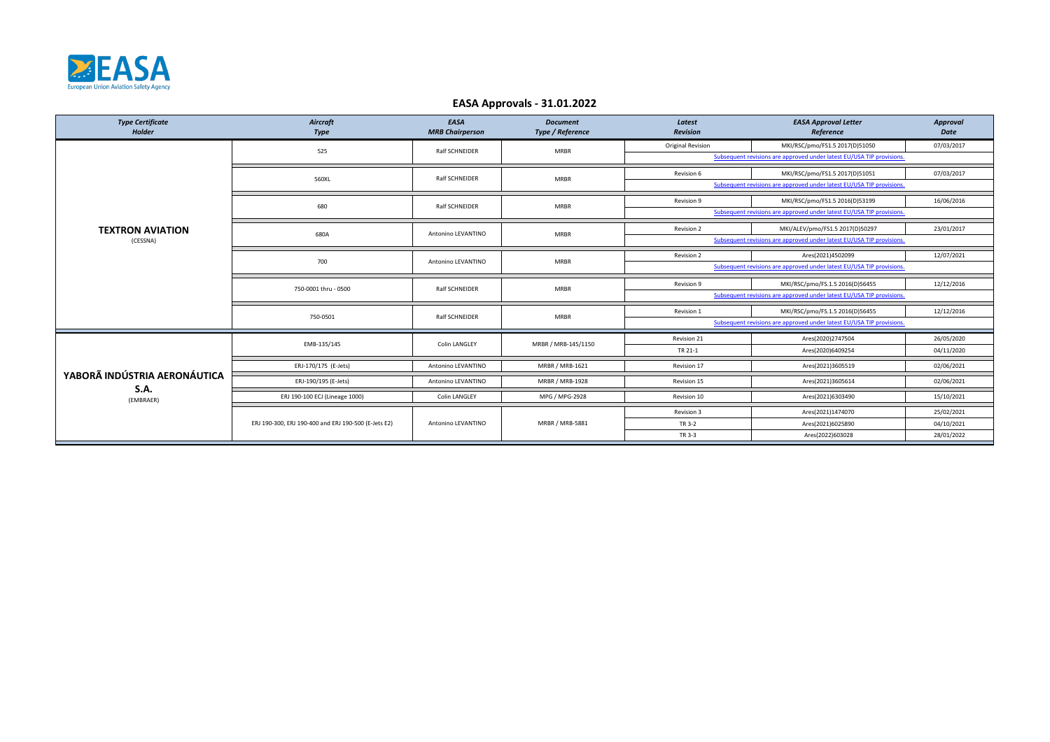# EASA Approvals - 31.01.2022

| Type Certificate Holder | Aircraft Type | EASA MRB Chairperson | Document Type / Reference | Latest Revision | EASA Approval Letter Reference | Approval Date |
|---|---|---|---|---|---|---|
| **TEXTRON AVIATION** (CESSNA) | 525 | Ralf SCHNEIDER | MRBR | Original Revision | MKI/RSC/pmo/FS1.5 2017(D)51050 | 07/03/2017 |
| | | | | Subsequent revisions are approved under latest EU/USA TIP provisions. | | |
| | 560XL | Ralf SCHNEIDER | MRBR | Revision 6 | MKI/RSC/pmo/FS1.5 2017(D)51051 | 07/03/2017 |
| | | | | Subsequent revisions are approved under latest EU/USA TIP provisions. | | |
| | 680 | Ralf SCHNEIDER | MRBR | Revision 9 | MKI/RSC/pmo/FS1.5 2016(D)53199 | 16/06/2016 |
| | | | | Subsequent revisions are approved under latest EU/USA TIP provisions. | | |
| | 680A | Antonino LEVANTINO | MRBR | Revision 2 | MKI/ALEV/pmo/FS1.5 2017(D)50297 | 23/01/2017 |
| | | | | Subsequent revisions are approved under latest EU/USA TIP provisions. | | |
| | 700 | Antonino LEVANTINO | MRBR | Revision 2 | Ares(2021)4502099 | 12/07/2021 |
| | | | | Subsequent revisions are approved under latest EU/USA TIP provisions. | | |
| | 750-0001 thru - 0500 | Ralf SCHNEIDER | MRBR | Revision 9 | MKI/RSC/pmo/FS.1.5 2016(D)56455 | 12/12/2016 |
| | | | | Subsequent revisions are approved under latest EU/USA TIP provisions. | | |
| | 750-0501 | Ralf SCHNEIDER | MRBR | Revision 1 | MKI/RSC/pmo/FS.1.5 2016(D)56455 | 12/12/2016 |
| | | | | Subsequent revisions are approved under latest EU/USA TIP provisions. | | |
| **YABORÃ INDÚSTRIA AERONÁUTICA S.A.** (EMBRAER) | EMB-135/145 | Colin LANGLEY | MRBR / MRB-145/1150 | Revision 21 | Ares(2020)2747504 | 26/05/2020 |
| | | | | TR 21-1 | Ares(2020)6409254 | 04/11/2020 |
| | ERJ-170/175 (E-Jets) | Antonino LEVANTINO | MRBR / MRB-1621 | Revision 17 | Ares(2021)3605519 | 02/06/2021 |
| | ERJ-190/195 (E-Jets) | Antonino LEVANTINO | MRBR / MRB-1928 | Revision 15 | Ares(2021)3605614 | 02/06/2021 |
| | ERJ 190-100 ECJ (Lineage 1000) | Colin LANGLEY | MPG / MPG-2928 | Revision 10 | Ares(2021)6303490 | 15/10/2021 |
| | ERJ 190-300, ERJ 190-400 and ERJ 190-500 (E-Jets E2) | Antonino LEVANTINO | MRBR / MRB-5881 | Revision 3 | Ares(2021)1474070 | 25/02/2021 |
| | | | | TR 3-2 | Ares(2021)6025890 | 04/10/2021 |
| | | | | TR 3-3 | Ares(2022)603028 | 28/01/2022 |